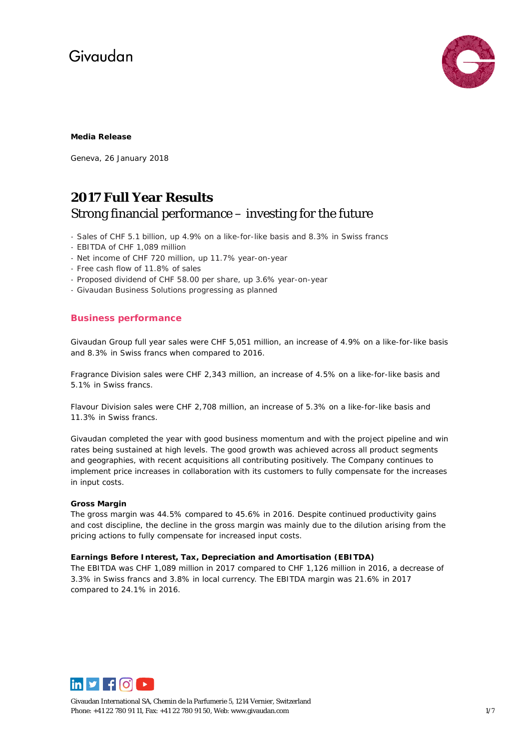Givaudan

**Media Release**

Geneva, 26 January 2018

# 2017 Full Year Results

## Strong financial performance – investing for the future

- Sales of CHF 5.1 billion, up 4.9% on a like-for-like basis and 8.3% in Swiss francs
- EBITDA of CHF 1,089 million
- Net income of CHF 720 million, up 11.7% year-on-year
- Free cash flow of 11.8% of sales
- Proposed dividend of CHF 58.00 per share, up 3.6% year-on-year
- Givaudan Business Solutions progressing as planned

### Business performance

Givaudan Group full year sales were CHF 5,051 million, an increase of 4.9% on a like-for-like basis and 8.3% in Swiss francs when compared to 2016.

Fragrance Division sales were CHF 2,343 million, an increase of 4.5% on a like-for-like basis and 5.1% in Swiss francs.

Flavour Division sales were CHF 2,708 million, an increase of 5.3% on a like-for-like basis and 11.3% in Swiss francs.

Givaudan completed the year with good business momentum and with the project pipeline and win rates being sustained at high levels. The good growth was achieved across all product segments and geographies, with recent acquisitions all contributing positively. The Company continues to implement price increases in collaboration with its customers to fully compensate for the increases in input costs.

**Gross Margin**

The gross margin was 44.5% compared to 45.6% in 2016. Despite continued productivity gains and cost discipline, the decline in the gross margin was mainly due to the dilution arising from the pricing actions to fully compensate for increased input costs.

**Earnings Before Interest, Tax, Depreciation and Amortisation (EBITDA)**

The EBITDA was CHF 1,089 million in 2017 compared to CHF 1,126 million in 2016, a decrease of 3.3% in Swiss francs and 3.8% in local currency. The EBITDA margin was 21.6% in 2017 compared to 24.1% in 2016.

Givaudan International SA, Chemin de la Parfumerie 5, 1214 Vernier, Switzerland
Phone: +41 22 780 91 11, Fax: +41 22 780 91 50, Web: www.givaudan.com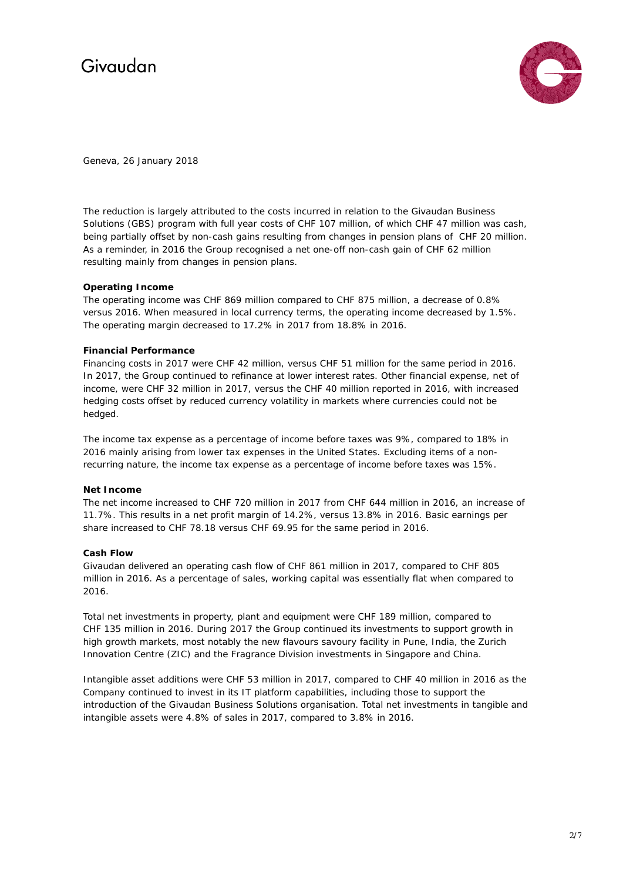Geneva, 26 January 2018

The reduction is largely attributed to the costs incurred in relation to the Givaudan Business Solutions (GBS) program with full year costs of CHF 107 million, of which CHF 47 million was cash, being partially offset by non-cash gains resulting from changes in pension plans of CHF 20 million. As a reminder, in 2016 the Group recognised a net one-off non-cash gain of CHF 62 million resulting mainly from changes in pension plans.

**Operating Income**

The operating income was CHF 869 million compared to CHF 875 million, a decrease of 0.8% versus 2016. When measured in local currency terms, the operating income decreased by 1.5%. The operating margin decreased to 17.2% in 2017 from 18.8% in 2016.

**Financial Performance**

Financing costs in 2017 were CHF 42 million, versus CHF 51 million for the same period in 2016. In 2017, the Group continued to refinance at lower interest rates. Other financial expense, net of income, were CHF 32 million in 2017, versus the CHF 40 million reported in 2016, with increased hedging costs offset by reduced currency volatility in markets where currencies could not be hedged.

The income tax expense as a percentage of income before taxes was 9%, compared to 18% in 2016 mainly arising from lower tax expenses in the United States. Excluding items of a non-recurring nature, the income tax expense as a percentage of income before taxes was 15%.

**Net Income**

The net income increased to CHF 720 million in 2017 from CHF 644 million in 2016, an increase of 11.7%. This results in a net profit margin of 14.2%, versus 13.8% in 2016. Basic earnings per share increased to CHF 78.18 versus CHF 69.95 for the same period in 2016.

**Cash Flow**

Givaudan delivered an operating cash flow of CHF 861 million in 2017, compared to CHF 805 million in 2016. As a percentage of sales, working capital was essentially flat when compared to 2016.

Total net investments in property, plant and equipment were CHF 189 million, compared to CHF 135 million in 2016. During 2017 the Group continued its investments to support growth in high growth markets, most notably the new flavours savoury facility in Pune, India, the Zurich Innovation Centre (ZIC) and the Fragrance Division investments in Singapore and China.

Intangible asset additions were CHF 53 million in 2017, compared to CHF 40 million in 2016 as the Company continued to invest in its IT platform capabilities, including those to support the introduction of the Givaudan Business Solutions organisation. Total net investments in tangible and intangible assets were 4.8% of sales in 2017, compared to 3.8% in 2016.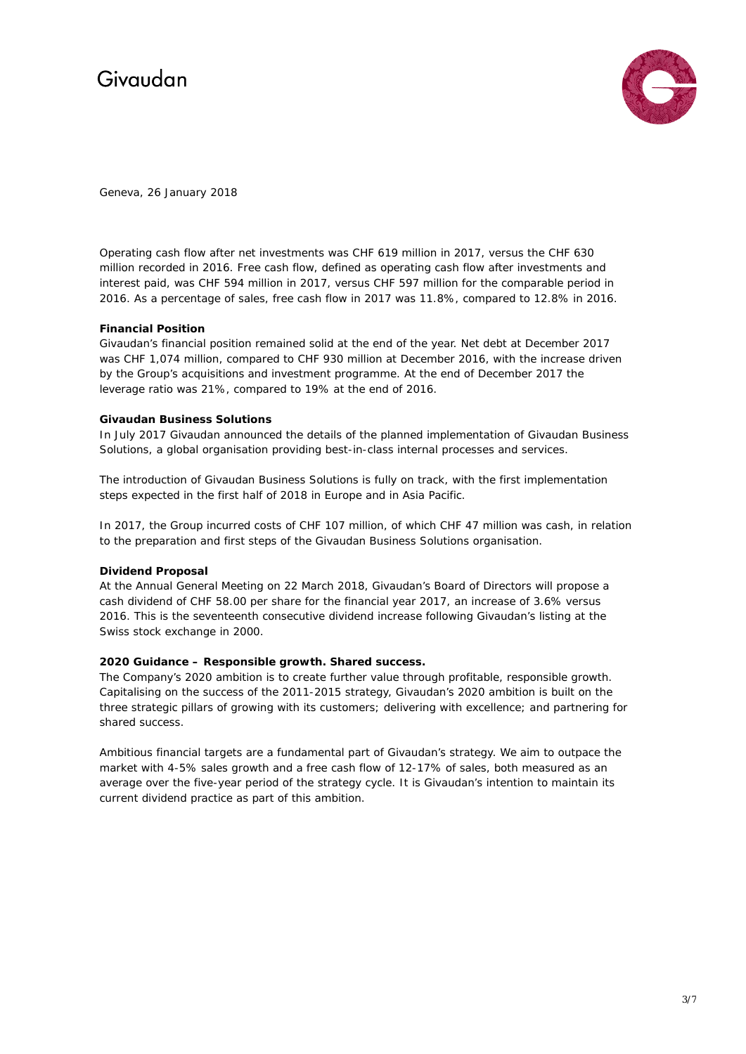Geneva, 26 January 2018

Operating cash flow after net investments was CHF 619 million in 2017, versus the CHF 630 million recorded in 2016. Free cash flow, defined as operating cash flow after investments and interest paid, was CHF 594 million in 2017, versus CHF 597 million for the comparable period in 2016. As a percentage of sales, free cash flow in 2017 was 11.8%, compared to 12.8% in 2016.

**Financial Position**

Givaudan's financial position remained solid at the end of the year. Net debt at December 2017 was CHF 1,074 million, compared to CHF 930 million at December 2016, with the increase driven by the Group's acquisitions and investment programme. At the end of December 2017 the leverage ratio was 21%, compared to 19% at the end of 2016.

**Givaudan Business Solutions**

In July 2017 Givaudan announced the details of the planned implementation of Givaudan Business Solutions, a global organisation providing best-in-class internal processes and services.

The introduction of Givaudan Business Solutions is fully on track, with the first implementation steps expected in the first half of 2018 in Europe and in Asia Pacific.

In 2017, the Group incurred costs of CHF 107 million, of which CHF 47 million was cash, in relation to the preparation and first steps of the Givaudan Business Solutions organisation.

**Dividend Proposal**

At the Annual General Meeting on 22 March 2018, Givaudan's Board of Directors will propose a cash dividend of CHF 58.00 per share for the financial year 2017, an increase of 3.6% versus 2016. This is the seventeenth consecutive dividend increase following Givaudan's listing at the Swiss stock exchange in 2000.

**2020 Guidance – Responsible growth. Shared success.**

The Company's 2020 ambition is to create further value through profitable, responsible growth. Capitalising on the success of the 2011-2015 strategy, Givaudan's 2020 ambition is built on the three strategic pillars of growing with its customers; delivering with excellence; and partnering for shared success.

Ambitious financial targets are a fundamental part of Givaudan's strategy. We aim to outpace the market with 4-5% sales growth and a free cash flow of 12-17% of sales, both measured as an average over the five-year period of the strategy cycle. It is Givaudan's intention to maintain its current dividend practice as part of this ambition.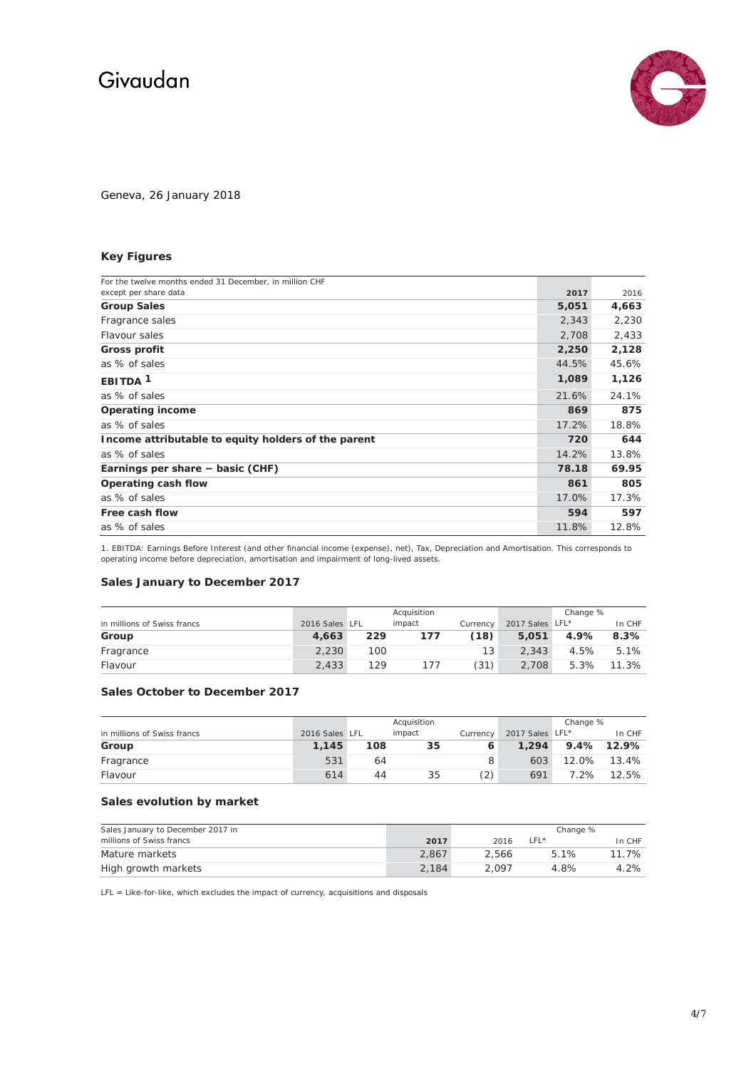Givaudan

Geneva, 26 January 2018

### Key Figures

| For the twelve months ended 31 December, in million CHF except per share data | 2017 | 2016 |
|---|---|---|
| **Group Sales** | **5,051** | **4,663** |
| Fragrance sales | 2,343 | 2,230 |
| Flavour sales | 2,708 | 2,433 |
| **Gross profit** | **2,250** | **2,128** |
| as % of sales | 44.5% | 45.6% |
| **EBITDA [1]** | **1,089** | **1,126** |
| as % of sales | 21.6% | 24.1% |
| **Operating income** | **869** | **875** |
| as % of sales | 17.2% | 18.8% |
| **Income attributable to equity holders of the parent** | **720** | **644** |
| as % of sales | 14.2% | 13.8% |
| **Earnings per share − basic (CHF)** | **78.18** | **69.95** |
| **Operating cash flow** | **861** | **805** |
| as % of sales | 17.0% | 17.3% |
| **Free cash flow** | **594** | **597** |
| as % of sales | 11.8% | 12.8% |

1. EBITDA: Earnings Before Interest (and other financial income (expense), net), Tax, Depreciation and Amortisation. This corresponds to operating income before depreciation, amortisation and impairment of long-lived assets.

### Sales January to December 2017

| in millions of Swiss francs | 2016 Sales | LFL | Acquisition impact | Currency | 2017 Sales | Change % LFL* | In CHF |
|---|---|---|---|---|---|---|---|
| **Group** | **4,663** | **229** | **177** | **(18)** | **5,051** | **4.9%** | **8.3%** |
| Fragrance | 2,230 | 100 | | 13 | 2,343 | 4.5% | 5.1% |
| Flavour | 2,433 | 129 | 177 | (31) | 2,708 | 5.3% | 11.3% |

### Sales October to December 2017

| in millions of Swiss francs | 2016 Sales | LFL | Acquisition impact | Currency | 2017 Sales | Change % LFL* | In CHF |
|---|---|---|---|---|---|---|---|
| **Group** | **1,145** | **108** | **35** | **6** | **1,294** | **9.4%** | **12.9%** |
| Fragrance | 531 | 64 | | 8 | 603 | 12.0% | 13.4% |
| Flavour | 614 | 44 | 35 | (2) | 691 | 7.2% | 12.5% |

### Sales evolution by market

| Sales January to December 2017 in millions of Swiss francs | 2017 | 2016 | Change % LFL* | In CHF |
|---|---|---|---|---|
| Mature markets | 2,867 | 2,566 | 5.1% | 11.7% |
| High growth markets | 2,184 | 2,097 | 4.8% | 4.2% |

LFL = Like-for-like, which excludes the impact of currency, acquisitions and disposals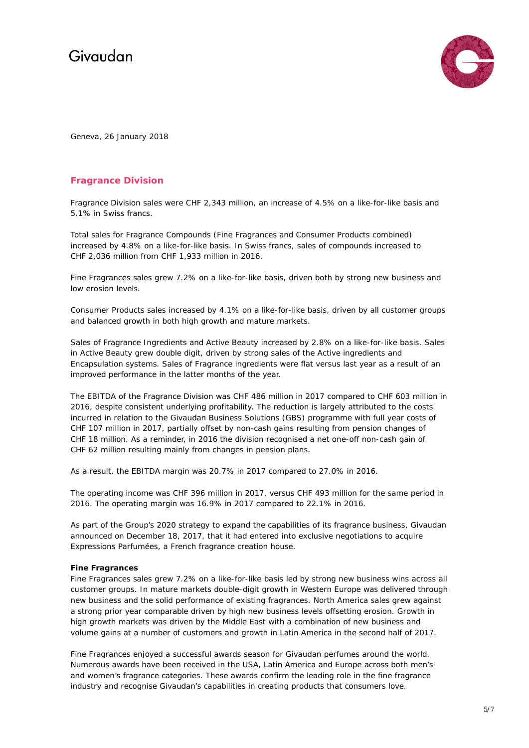Geneva, 26 January 2018

## Fragrance Division

Fragrance Division sales were CHF 2,343 million, an increase of 4.5% on a like-for-like basis and 5.1% in Swiss francs.

Total sales for Fragrance Compounds (Fine Fragrances and Consumer Products combined) increased by 4.8% on a like-for-like basis. In Swiss francs, sales of compounds increased to CHF 2,036 million from CHF 1,933 million in 2016.

Fine Fragrances sales grew 7.2% on a like-for-like basis, driven both by strong new business and low erosion levels.

Consumer Products sales increased by 4.1% on a like-for-like basis, driven by all customer groups and balanced growth in both high growth and mature markets.

Sales of Fragrance Ingredients and Active Beauty increased by 2.8% on a like-for-like basis. Sales in Active Beauty grew double digit, driven by strong sales of the Active ingredients and Encapsulation systems. Sales of Fragrance ingredients were flat versus last year as a result of an improved performance in the latter months of the year.

The EBITDA of the Fragrance Division was CHF 486 million in 2017 compared to CHF 603 million in 2016, despite consistent underlying profitability. The reduction is largely attributed to the costs incurred in relation to the Givaudan Business Solutions (GBS) programme with full year costs of CHF 107 million in 2017, partially offset by non-cash gains resulting from pension changes of CHF 18 million. As a reminder, in 2016 the division recognised a net one-off non-cash gain of CHF 62 million resulting mainly from changes in pension plans.

As a result, the EBITDA margin was 20.7% in 2017 compared to 27.0% in 2016.

The operating income was CHF 396 million in 2017, versus CHF 493 million for the same period in 2016. The operating margin was 16.9% in 2017 compared to 22.1% in 2016.

As part of the Group's 2020 strategy to expand the capabilities of its fragrance business, Givaudan announced on December 18, 2017, that it had entered into exclusive negotiations to acquire Expressions Parfumées, a French fragrance creation house.

**Fine Fragrances**

Fine Fragrances sales grew 7.2% on a like-for-like basis led by strong new business wins across all customer groups. In mature markets double-digit growth in Western Europe was delivered through new business and the solid performance of existing fragrances. North America sales grew against a strong prior year comparable driven by high new business levels offsetting erosion. Growth in high growth markets was driven by the Middle East with a combination of new business and volume gains at a number of customers and growth in Latin America in the second half of 2017.

Fine Fragrances enjoyed a successful awards season for Givaudan perfumes around the world. Numerous awards have been received in the USA, Latin America and Europe across both men's and women's fragrance categories. These awards confirm the leading role in the fine fragrance industry and recognise Givaudan's capabilities in creating products that consumers love.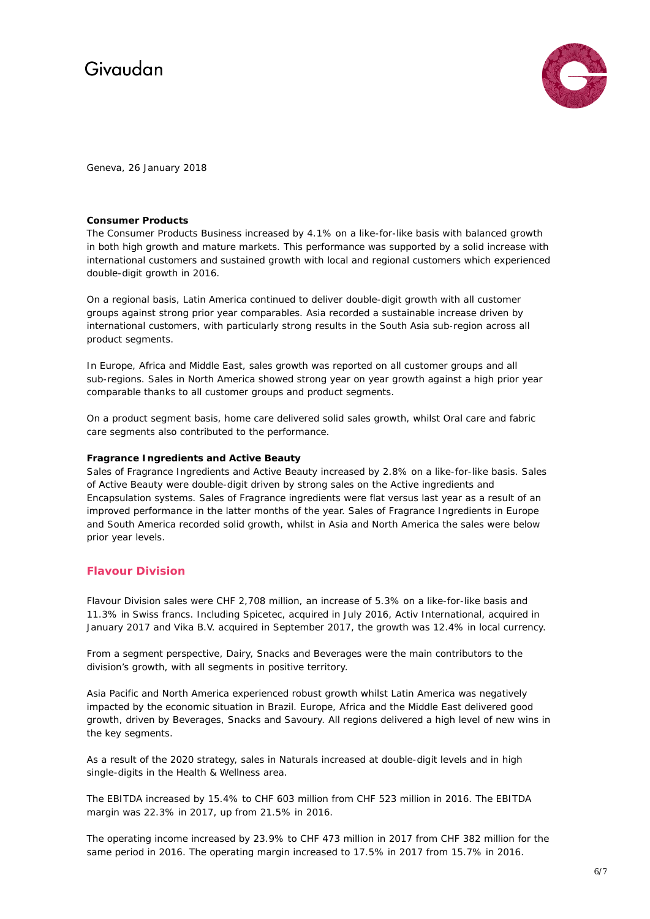Geneva, 26 January 2018

**Consumer Products**

The Consumer Products Business increased by 4.1% on a like-for-like basis with balanced growth in both high growth and mature markets. This performance was supported by a solid increase with international customers and sustained growth with local and regional customers which experienced double-digit growth in 2016.

On a regional basis, Latin America continued to deliver double-digit growth with all customer groups against strong prior year comparables. Asia recorded a sustainable increase driven by international customers, with particularly strong results in the South Asia sub-region across all product segments.

In Europe, Africa and Middle East, sales growth was reported on all customer groups and all sub-regions. Sales in North America showed strong year on year growth against a high prior year comparable thanks to all customer groups and product segments.

On a product segment basis, home care delivered solid sales growth, whilst Oral care and fabric care segments also contributed to the performance.

**Fragrance Ingredients and Active Beauty**

Sales of Fragrance Ingredients and Active Beauty increased by 2.8% on a like-for-like basis. Sales of Active Beauty were double-digit driven by strong sales on the Active ingredients and Encapsulation systems. Sales of Fragrance ingredients were flat versus last year as a result of an improved performance in the latter months of the year. Sales of Fragrance Ingredients in Europe and South America recorded solid growth, whilst in Asia and North America the sales were below prior year levels.

## Flavour Division

Flavour Division sales were CHF 2,708 million, an increase of 5.3% on a like-for-like basis and 11.3% in Swiss francs. Including Spicetec, acquired in July 2016, Activ International, acquired in January 2017 and Vika B.V. acquired in September 2017, the growth was 12.4% in local currency.

From a segment perspective, Dairy, Snacks and Beverages were the main contributors to the division's growth, with all segments in positive territory.

Asia Pacific and North America experienced robust growth whilst Latin America was negatively impacted by the economic situation in Brazil. Europe, Africa and the Middle East delivered good growth, driven by Beverages, Snacks and Savoury. All regions delivered a high level of new wins in the key segments.

As a result of the 2020 strategy, sales in Naturals increased at double-digit levels and in high single-digits in the Health & Wellness area.

The EBITDA increased by 15.4% to CHF 603 million from CHF 523 million in 2016. The EBITDA margin was 22.3% in 2017, up from 21.5% in 2016.

The operating income increased by 23.9% to CHF 473 million in 2017 from CHF 382 million for the same period in 2016. The operating margin increased to 17.5% in 2017 from 15.7% in 2016.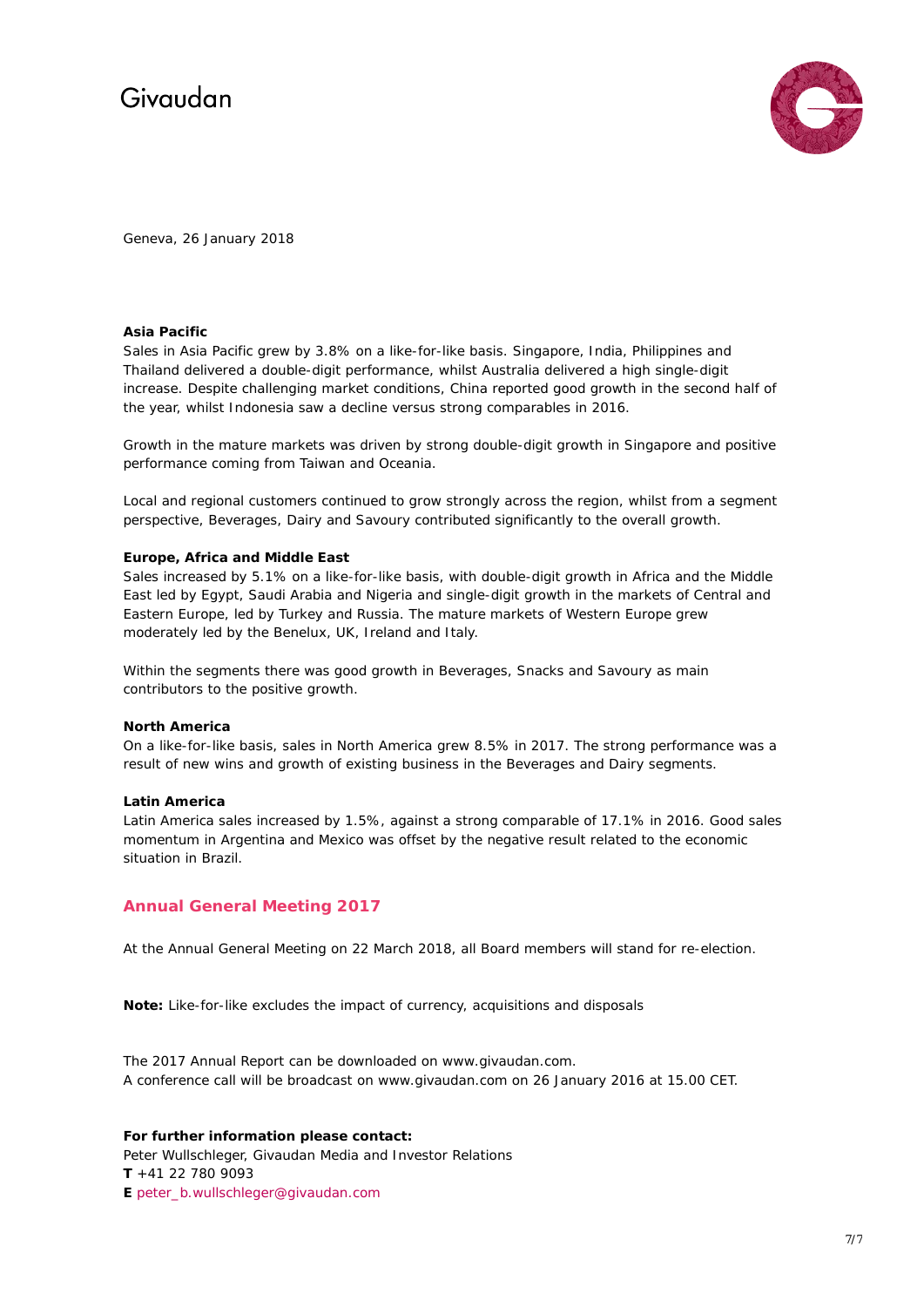Givaudan

Geneva, 26 January 2018

**Asia Pacific**

Sales in Asia Pacific grew by 3.8% on a like-for-like basis. Singapore, India, Philippines and Thailand delivered a double-digit performance, whilst Australia delivered a high single-digit increase. Despite challenging market conditions, China reported good growth in the second half of the year, whilst Indonesia saw a decline versus strong comparables in 2016.

Growth in the mature markets was driven by strong double-digit growth in Singapore and positive performance coming from Taiwan and Oceania.

Local and regional customers continued to grow strongly across the region, whilst from a segment perspective, Beverages, Dairy and Savoury contributed significantly to the overall growth.

**Europe, Africa and Middle East**

Sales increased by 5.1% on a like-for-like basis, with double-digit growth in Africa and the Middle East led by Egypt, Saudi Arabia and Nigeria and single-digit growth in the markets of Central and Eastern Europe, led by Turkey and Russia. The mature markets of Western Europe grew moderately led by the Benelux, UK, Ireland and Italy.

Within the segments there was good growth in Beverages, Snacks and Savoury as main contributors to the positive growth.

**North America**

On a like-for-like basis, sales in North America grew 8.5% in 2017. The strong performance was a result of new wins and growth of existing business in the Beverages and Dairy segments.

**Latin America**

Latin America sales increased by 1.5%, against a strong comparable of 17.1% in 2016. Good sales momentum in Argentina and Mexico was offset by the negative result related to the economic situation in Brazil.

## Annual General Meeting 2017

At the Annual General Meeting on 22 March 2018, all Board members will stand for re-election.

**Note:** Like-for-like excludes the impact of currency, acquisitions and disposals

The 2017 Annual Report can be downloaded on www.givaudan.com.
A conference call will be broadcast on www.givaudan.com on 26 January 2016 at 15.00 CET.

**For further information please contact:**
Peter Wullschleger, Givaudan Media and Investor Relations
**T** +41 22 780 9093
**E** peter_b.wullschleger@givaudan.com